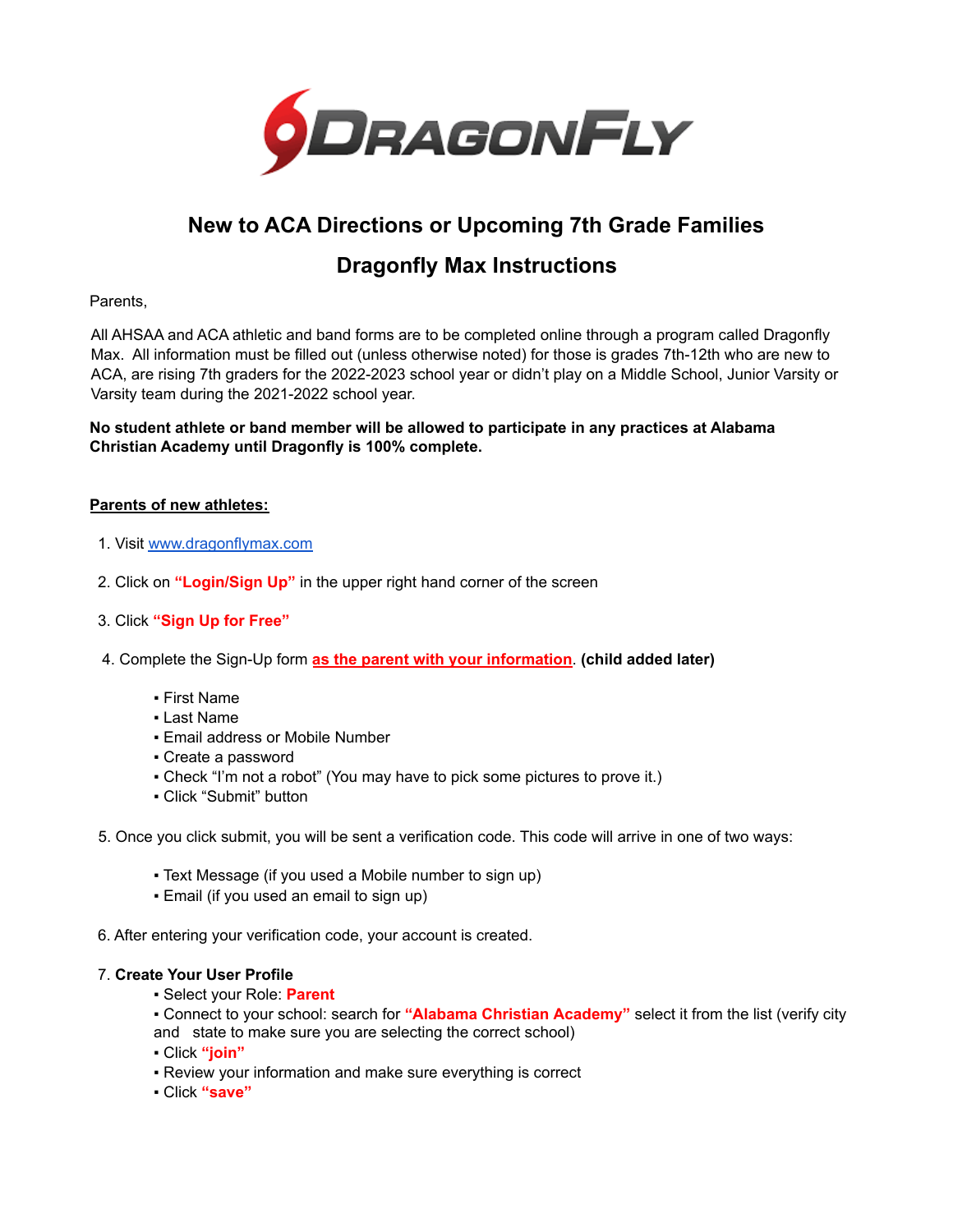# New to ACA Directions or Upcoming 7th Grade Families

# Dragonfly Max Instructions

Parents,

All AHSAA and ACA athletic and band forms are to be completed online through a program called Dragonfly Max. All information must be filled out (unless otherwise noted) for those is grades 7th-12th who are new to ACA, are rising 7th graders for the 2022-2023 school year or didn't play on a Middle School, Junior Varsity or Varsity team during the 2021-2022 school year.

**No student athlete or band member will be allowed to participate in any practices at Alabama Christian Academy until Dragonfly is 100% complete.**

**Parents of new athletes:**

1. Visit www.dragonflymax.com

2. Click on **"Login/Sign Up"** in the upper right hand corner of the screen

3. Click **"Sign Up for Free"**

4. Complete the Sign-Up form **as the parent with your information**. **(child added later)**

   - First Name
   - Last Name
   - Email address or Mobile Number
   - Create a password
   - Check "I'm not a robot" (You may have to pick some pictures to prove it.)
   - Click "Submit" button

5. Once you click submit, you will be sent a verification code. This code will arrive in one of two ways:

   - Text Message (if you used a Mobile number to sign up)
   - Email (if you used an email to sign up)

6. After entering your verification code, your account is created.

7. **Create Your User Profile**
   - Select your Role: **Parent**
   - Connect to your school: search for **"Alabama Christian Academy"** select it from the list (verify city and state to make sure you are selecting the correct school)
   - Click **"join"**
   - Review your information and make sure everything is correct
   - Click **"save"**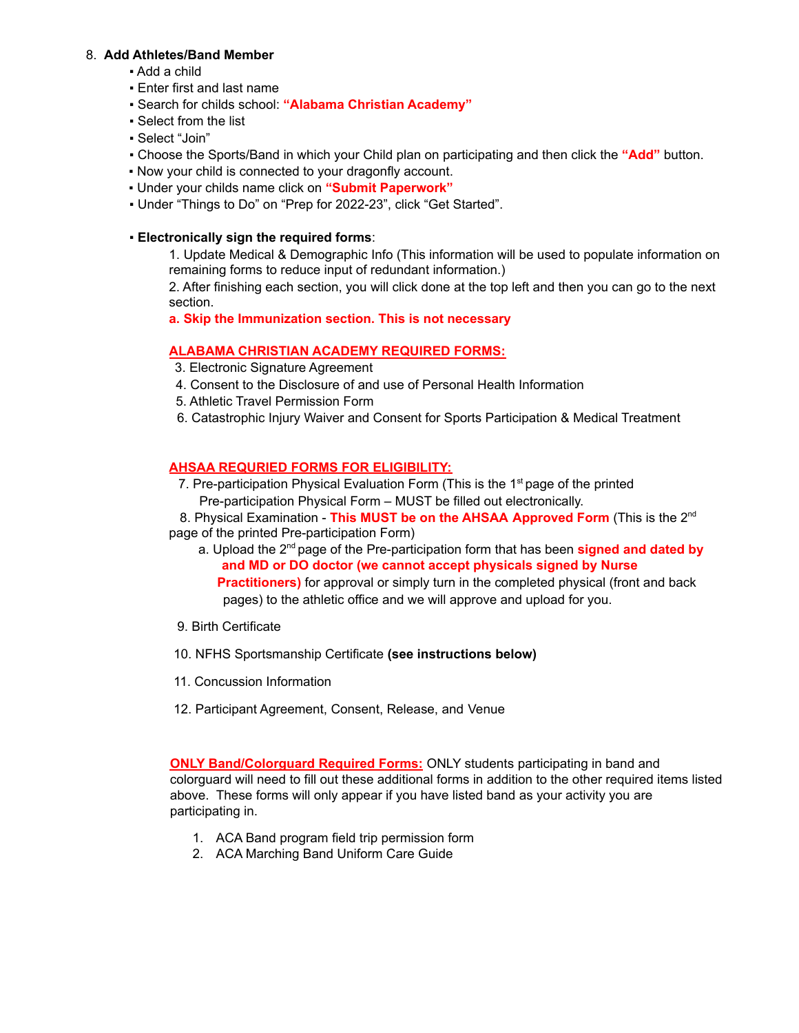8. **Add Athletes/Band Member**
   - Add a child
   - Enter first and last name
   - Search for childs school: **"Alabama Christian Academy"**
   - Select from the list
   - Select "Join"
   - Choose the Sports/Band in which your Child plan on participating and then click the **"Add"** button.
   - Now your child is connected to your dragonfly account.
   - Under your childs name click on **"Submit Paperwork"**
   - Under "Things to Do" on "Prep for 2022-23", click "Get Started".

   - **Electronically sign the required forms**:

     1. Update Medical & Demographic Info (This information will be used to populate information on remaining forms to reduce input of redundant information.)
     2. After finishing each section, you will click done at the top left and then you can go to the next section.

     **a. Skip the Immunization section. This is not necessary**

     **ALABAMA CHRISTIAN ACADEMY REQUIRED FORMS:**

     3. Electronic Signature Agreement
     4. Consent to the Disclosure of and use of Personal Health Information
     5. Athletic Travel Permission Form
     6. Catastrophic Injury Waiver and Consent for Sports Participation & Medical Treatment

     **AHSAA REQURIED FORMS FOR ELIGIBILITY:**

     7. Pre-participation Physical Evaluation Form (This is the 1st page of the printed Pre-participation Physical Form – MUST be filled out electronically.
     8. Physical Examination - **This MUST be on the AHSAA Approved Form** (This is the 2nd page of the printed Pre-participation Form)
        a. Upload the 2nd page of the Pre-participation form that has been **signed and dated by and MD or DO doctor (we cannot accept physicals signed by Nurse Practitioners)** for approval or simply turn in the completed physical (front and back pages) to the athletic office and we will approve and upload for you.
     9. Birth Certificate
     10. NFHS Sportsmanship Certificate **(see instructions below)**
     11. Concussion Information
     12. Participant Agreement, Consent, Release, and Venue

     **ONLY Band/Colorguard Required Forms:** ONLY students participating in band and colorguard will need to fill out these additional forms in addition to the other required items listed above. These forms will only appear if you have listed band as your activity you are participating in.

     1. ACA Band program field trip permission form
     2. ACA Marching Band Uniform Care Guide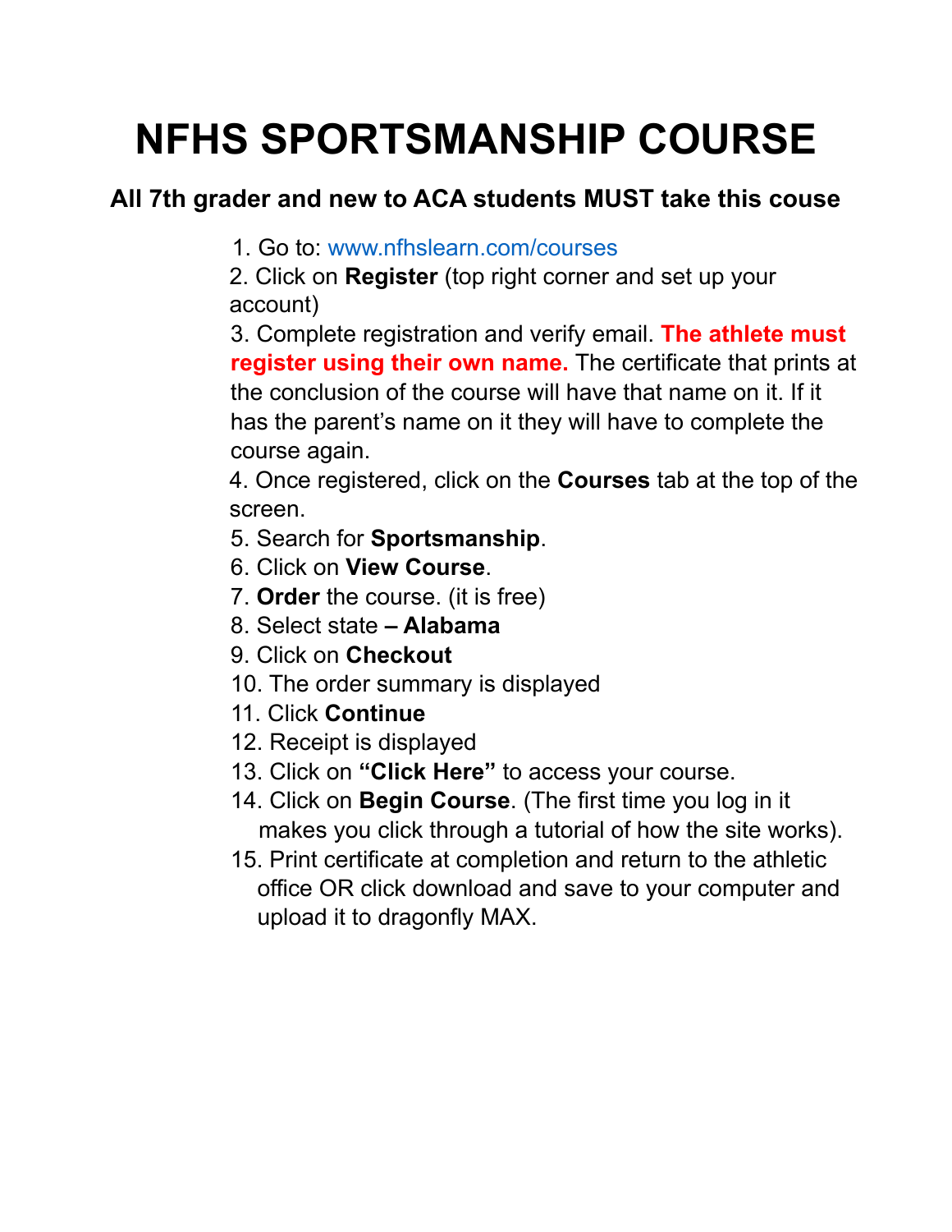# NFHS SPORTSMANSHIP COURSE

### All 7th grader and new to ACA students MUST take this couse

1. Go to: www.nfhslearn.com/courses
2. Click on **Register** (top right corner and set up your account)
3. Complete registration and verify email. **The athlete must register using their own name.** The certificate that prints at the conclusion of the course will have that name on it. If it has the parent's name on it they will have to complete the course again.
4. Once registered, click on the **Courses** tab at the top of the screen.
5. Search for **Sportsmanship**.
6. Click on **View Course**.
7. **Order** the course. (it is free)
8. Select state **– Alabama**
9. Click on **Checkout**
10. The order summary is displayed
11. Click **Continue**
12. Receipt is displayed
13. Click on **"Click Here"** to access your course.
14. Click on **Begin Course**. (The first time you log in it makes you click through a tutorial of how the site works).
15. Print certificate at completion and return to the athletic office OR click download and save to your computer and upload it to dragonfly MAX.